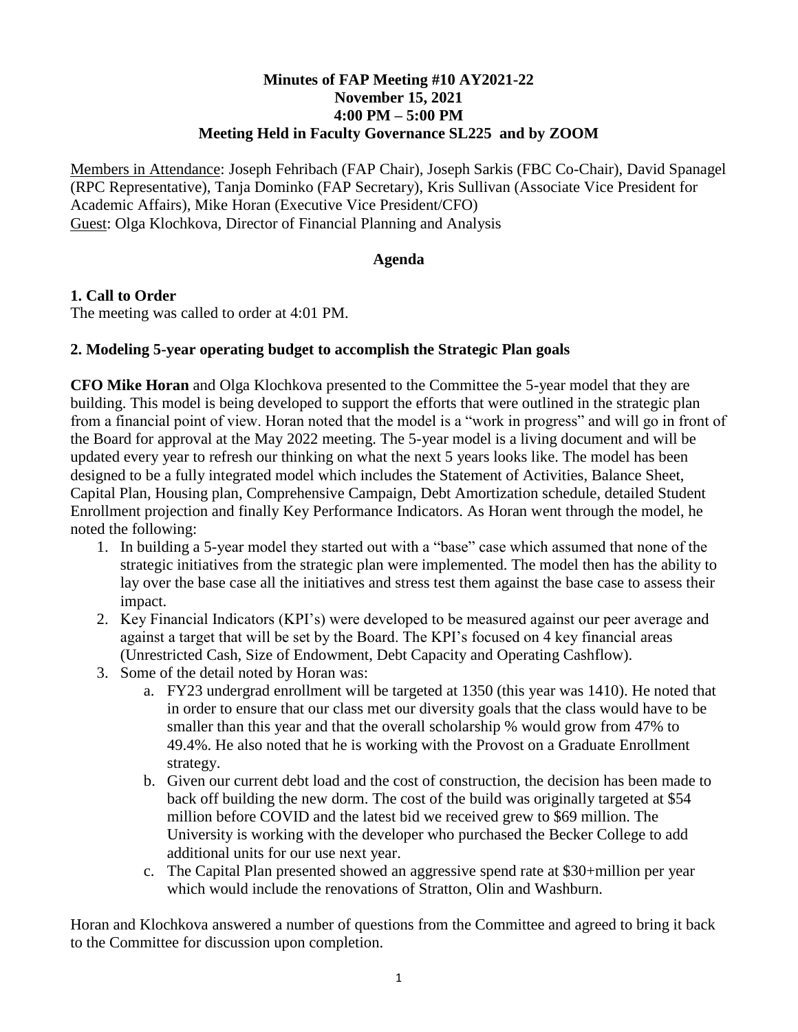# Minutes of FAP Meeting #10 AY2021-22
## November 15, 2021
## 4:00 PM – 5:00 PM
## Meeting Held in Faculty Governance SL225 and by ZOOM

Members in Attendance: Joseph Fehribach (FAP Chair), Joseph Sarkis (FBC Co-Chair), David Spanagel (RPC Representative), Tanja Dominko (FAP Secretary), Kris Sullivan (Associate Vice President for Academic Affairs), Mike Horan (Executive Vice President/CFO)
Guest: Olga Klochkova, Director of Financial Planning and Analysis

**Agenda**

### 1. Call to Order

The meeting was called to order at 4:01 PM.

### 2. Modeling 5-year operating budget to accomplish the Strategic Plan goals

**CFO Mike Horan** and Olga Klochkova presented to the Committee the 5-year model that they are building. This model is being developed to support the efforts that were outlined in the strategic plan from a financial point of view. Horan noted that the model is a "work in progress" and will go in front of the Board for approval at the May 2022 meeting. The 5-year model is a living document and will be updated every year to refresh our thinking on what the next 5 years looks like. The model has been designed to be a fully integrated model which includes the Statement of Activities, Balance Sheet, Capital Plan, Housing plan, Comprehensive Campaign, Debt Amortization schedule, detailed Student Enrollment projection and finally Key Performance Indicators. As Horan went through the model, he noted the following:

1. In building a 5-year model they started out with a "base" case which assumed that none of the strategic initiatives from the strategic plan were implemented. The model then has the ability to lay over the base case all the initiatives and stress test them against the base case to assess their impact.
2. Key Financial Indicators (KPI's) were developed to be measured against our peer average and against a target that will be set by the Board. The KPI's focused on 4 key financial areas (Unrestricted Cash, Size of Endowment, Debt Capacity and Operating Cashflow).
3. Some of the detail noted by Horan was:
   a. FY23 undergrad enrollment will be targeted at 1350 (this year was 1410). He noted that in order to ensure that our class met our diversity goals that the class would have to be smaller than this year and that the overall scholarship % would grow from 47% to 49.4%. He also noted that he is working with the Provost on a Graduate Enrollment strategy.
   b. Given our current debt load and the cost of construction, the decision has been made to back off building the new dorm. The cost of the build was originally targeted at $54 million before COVID and the latest bid we received grew to $69 million. The University is working with the developer who purchased the Becker College to add additional units for our use next year.
   c. The Capital Plan presented showed an aggressive spend rate at $30+million per year which would include the renovations of Stratton, Olin and Washburn.

Horan and Klochkova answered a number of questions from the Committee and agreed to bring it back to the Committee for discussion upon completion.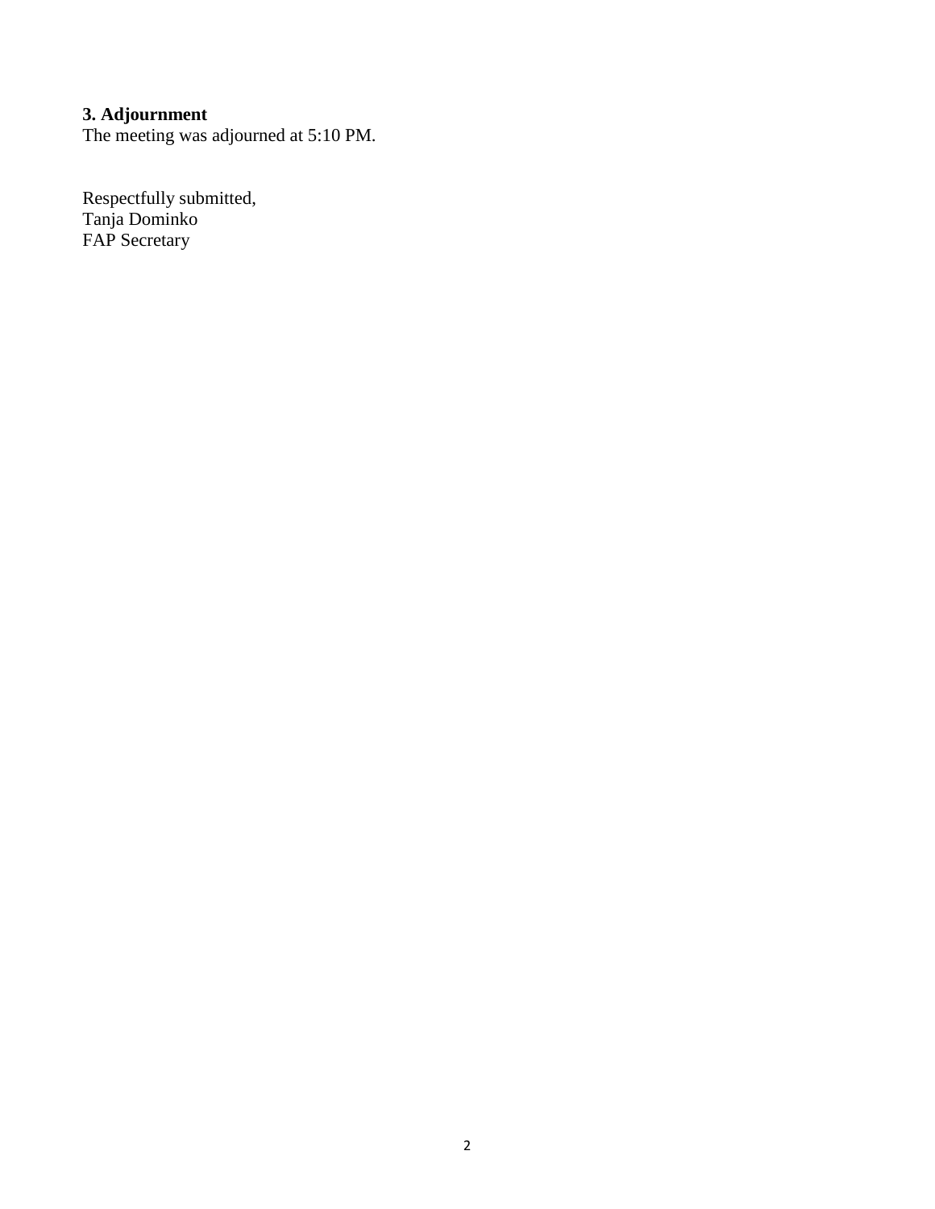**3. Adjournment**
The meeting was adjourned at 5:10 PM.

Respectfully submitted,
Tanja Dominko
FAP Secretary